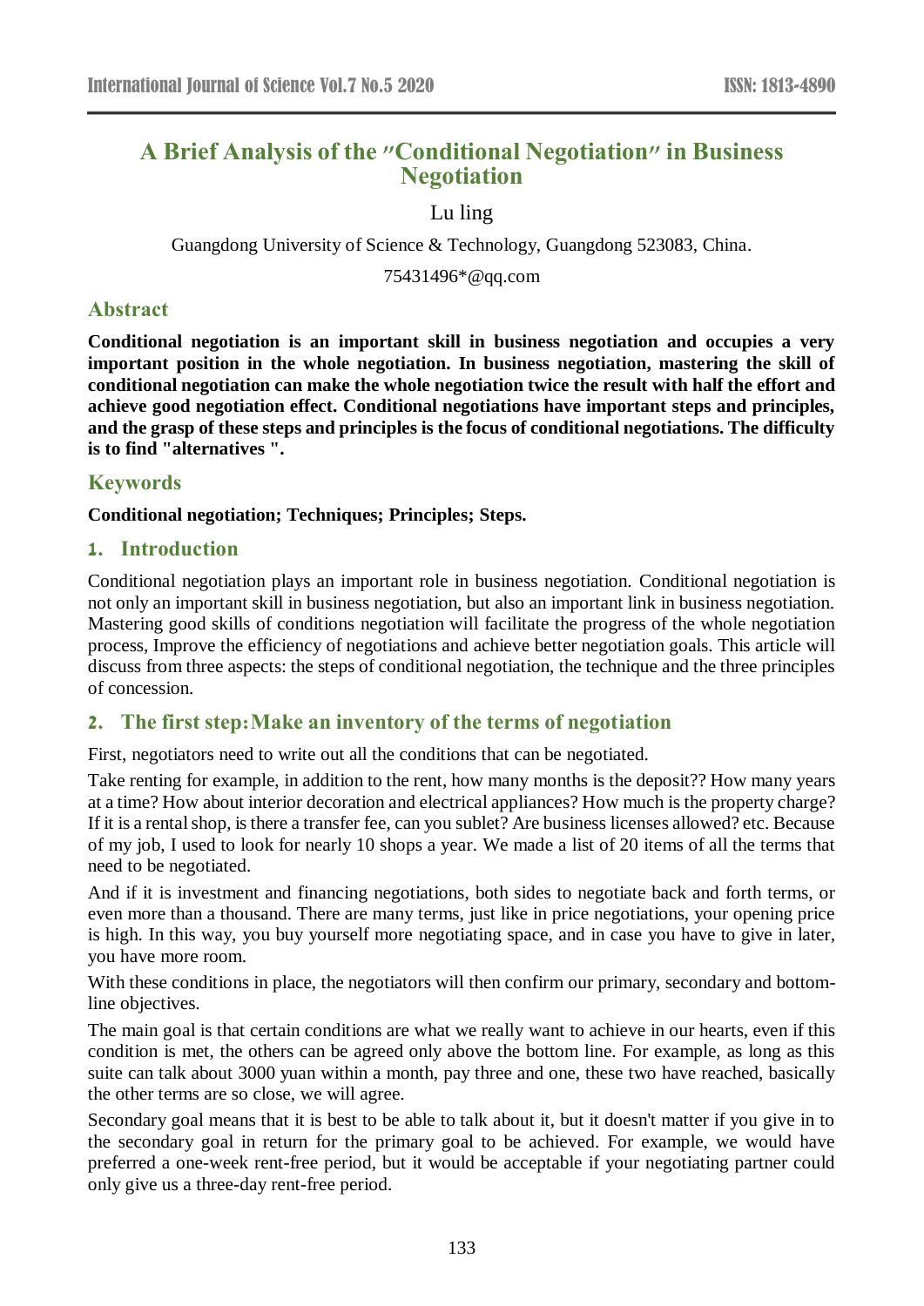# A Brief Analysis of the "Conditional Negotiation" in Business Negotiation

Lu ling

Guangdong University of Science & Technology, Guangdong 523083, China.

75431496*@qq.com

## Abstract

**Conditional negotiation is an important skill in business negotiation and occupies a very important position in the whole negotiation. In business negotiation, mastering the skill of conditional negotiation can make the whole negotiation twice the result with half the effort and achieve good negotiation effect. Conditional negotiations have important steps and principles, and the grasp of these steps and principles is the focus of conditional negotiations. The difficulty is to find "alternatives ".**

## Keywords

**Conditional negotiation; Techniques; Principles; Steps.**

## 1. Introduction

Conditional negotiation plays an important role in business negotiation. Conditional negotiation is not only an important skill in business negotiation, but also an important link in business negotiation. Mastering good skills of conditions negotiation will facilitate the progress of the whole negotiation process, Improve the efficiency of negotiations and achieve better negotiation goals. This article will discuss from three aspects: the steps of conditional negotiation, the technique and the three principles of concession.

## 2. The first step:Make an inventory of the terms of negotiation

First, negotiators need to write out all the conditions that can be negotiated.

Take renting for example, in addition to the rent, how many months is the deposit?? How many years at a time? How about interior decoration and electrical appliances? How much is the property charge? If it is a rental shop, is there a transfer fee, can you sublet? Are business licenses allowed? etc. Because of my job, I used to look for nearly 10 shops a year. We made a list of 20 items of all the terms that need to be negotiated.

And if it is investment and financing negotiations, both sides to negotiate back and forth terms, or even more than a thousand. There are many terms, just like in price negotiations, your opening price is high. In this way, you buy yourself more negotiating space, and in case you have to give in later, you have more room.

With these conditions in place, the negotiators will then confirm our primary, secondary and bottom-line objectives.

The main goal is that certain conditions are what we really want to achieve in our hearts, even if this condition is met, the others can be agreed only above the bottom line. For example, as long as this suite can talk about 3000 yuan within a month, pay three and one, these two have reached, basically the other terms are so close, we will agree.

Secondary goal means that it is best to be able to talk about it, but it doesn't matter if you give in to the secondary goal in return for the primary goal to be achieved. For example, we would have preferred a one-week rent-free period, but it would be acceptable if your negotiating partner could only give us a three-day rent-free period.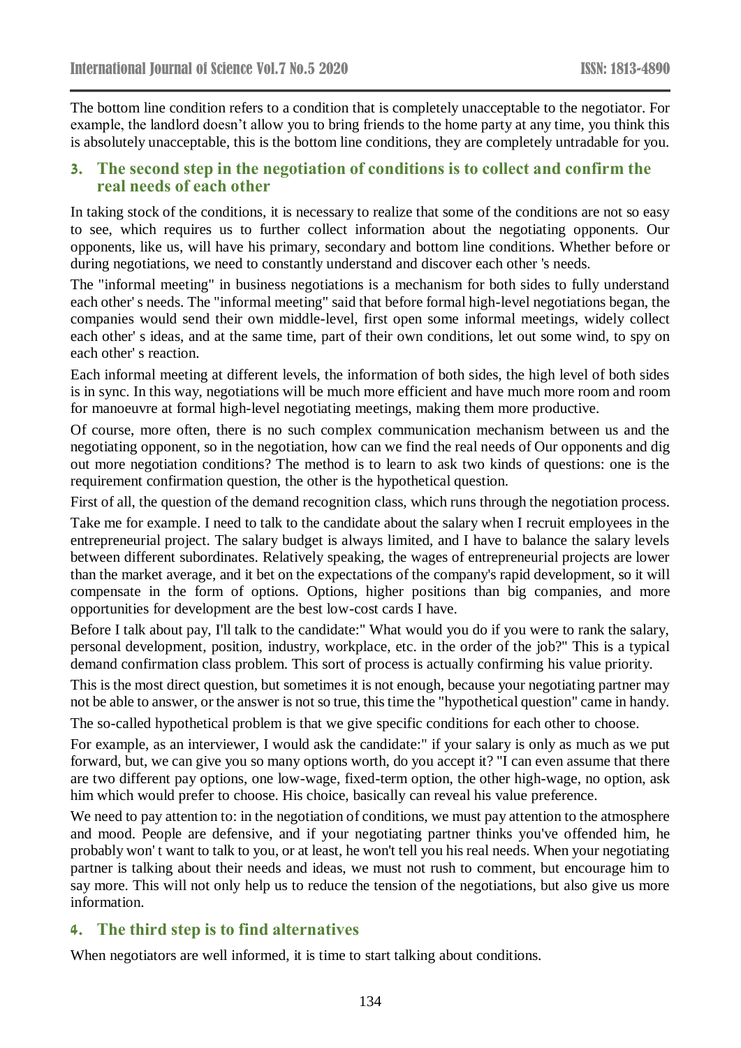The bottom line condition refers to a condition that is completely unacceptable to the negotiator. For example, the landlord doesn't allow you to bring friends to the home party at any time, you think this is absolutely unacceptable, this is the bottom line conditions, they are completely untradable for you.

## 3. The second step in the negotiation of conditions is to collect and confirm the real needs of each other

In taking stock of the conditions, it is necessary to realize that some of the conditions are not so easy to see, which requires us to further collect information about the negotiating opponents. Our opponents, like us, will have his primary, secondary and bottom line conditions. Whether before or during negotiations, we need to constantly understand and discover each other 's needs.

The "informal meeting" in business negotiations is a mechanism for both sides to fully understand each other' s needs. The "informal meeting" said that before formal high-level negotiations began, the companies would send their own middle-level, first open some informal meetings, widely collect each other' s ideas, and at the same time, part of their own conditions, let out some wind, to spy on each other' s reaction.

Each informal meeting at different levels, the information of both sides, the high level of both sides is in sync. In this way, negotiations will be much more efficient and have much more room and room for manoeuvre at formal high-level negotiating meetings, making them more productive.

Of course, more often, there is no such complex communication mechanism between us and the negotiating opponent, so in the negotiation, how can we find the real needs of Our opponents and dig out more negotiation conditions? The method is to learn to ask two kinds of questions: one is the requirement confirmation question, the other is the hypothetical question.

First of all, the question of the demand recognition class, which runs through the negotiation process.

Take me for example. I need to talk to the candidate about the salary when I recruit employees in the entrepreneurial project. The salary budget is always limited, and I have to balance the salary levels between different subordinates. Relatively speaking, the wages of entrepreneurial projects are lower than the market average, and it bet on the expectations of the company's rapid development, so it will compensate in the form of options. Options, higher positions than big companies, and more opportunities for development are the best low-cost cards I have.

Before I talk about pay, I'll talk to the candidate:" What would you do if you were to rank the salary, personal development, position, industry, workplace, etc. in the order of the job?" This is a typical demand confirmation class problem. This sort of process is actually confirming his value priority.

This is the most direct question, but sometimes it is not enough, because your negotiating partner may not be able to answer, or the answer is not so true, this time the "hypothetical question" came in handy.

The so-called hypothetical problem is that we give specific conditions for each other to choose.

For example, as an interviewer, I would ask the candidate:" if your salary is only as much as we put forward, but, we can give you so many options worth, do you accept it? "I can even assume that there are two different pay options, one low-wage, fixed-term option, the other high-wage, no option, ask him which would prefer to choose. His choice, basically can reveal his value preference.

We need to pay attention to: in the negotiation of conditions, we must pay attention to the atmosphere and mood. People are defensive, and if your negotiating partner thinks you've offended him, he probably won' t want to talk to you, or at least, he won't tell you his real needs. When your negotiating partner is talking about their needs and ideas, we must not rush to comment, but encourage him to say more. This will not only help us to reduce the tension of the negotiations, but also give us more information.

## 4. The third step is to find alternatives

When negotiators are well informed, it is time to start talking about conditions.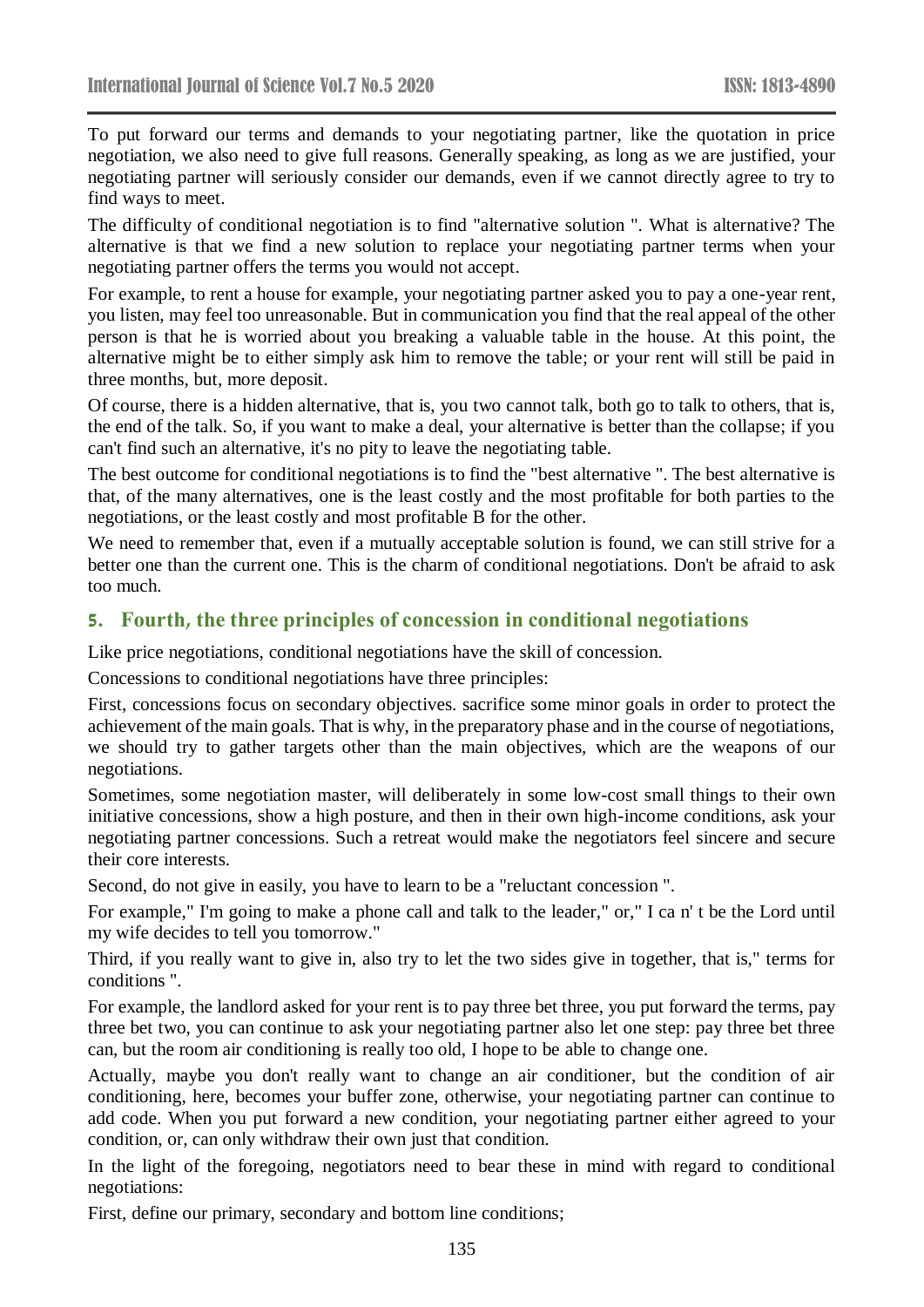To put forward our terms and demands to your negotiating partner, like the quotation in price negotiation, we also need to give full reasons. Generally speaking, as long as we are justified, your negotiating partner will seriously consider our demands, even if we cannot directly agree to try to find ways to meet.

The difficulty of conditional negotiation is to find "alternative solution ". What is alternative? The alternative is that we find a new solution to replace your negotiating partner terms when your negotiating partner offers the terms you would not accept.

For example, to rent a house for example, your negotiating partner asked you to pay a one-year rent, you listen, may feel too unreasonable. But in communication you find that the real appeal of the other person is that he is worried about you breaking a valuable table in the house. At this point, the alternative might be to either simply ask him to remove the table; or your rent will still be paid in three months, but, more deposit.

Of course, there is a hidden alternative, that is, you two cannot talk, both go to talk to others, that is, the end of the talk. So, if you want to make a deal, your alternative is better than the collapse; if you can't find such an alternative, it's no pity to leave the negotiating table.

The best outcome for conditional negotiations is to find the "best alternative ". The best alternative is that, of the many alternatives, one is the least costly and the most profitable for both parties to the negotiations, or the least costly and most profitable B for the other.

We need to remember that, even if a mutually acceptable solution is found, we can still strive for a better one than the current one. This is the charm of conditional negotiations. Don't be afraid to ask too much.

## 5. Fourth, the three principles of concession in conditional negotiations

Like price negotiations, conditional negotiations have the skill of concession.

Concessions to conditional negotiations have three principles:

First, concessions focus on secondary objectives. sacrifice some minor goals in order to protect the achievement of the main goals. That is why, in the preparatory phase and in the course of negotiations, we should try to gather targets other than the main objectives, which are the weapons of our negotiations.

Sometimes, some negotiation master, will deliberately in some low-cost small things to their own initiative concessions, show a high posture, and then in their own high-income conditions, ask your negotiating partner concessions. Such a retreat would make the negotiators feel sincere and secure their core interests.

Second, do not give in easily, you have to learn to be a "reluctant concession ".

For example," I'm going to make a phone call and talk to the leader," or," I ca n' t be the Lord until my wife decides to tell you tomorrow."

Third, if you really want to give in, also try to let the two sides give in together, that is," terms for conditions ".

For example, the landlord asked for your rent is to pay three bet three, you put forward the terms, pay three bet two, you can continue to ask your negotiating partner also let one step: pay three bet three can, but the room air conditioning is really too old, I hope to be able to change one.

Actually, maybe you don't really want to change an air conditioner, but the condition of air conditioning, here, becomes your buffer zone, otherwise, your negotiating partner can continue to add code. When you put forward a new condition, your negotiating partner either agreed to your condition, or, can only withdraw their own just that condition.

In the light of the foregoing, negotiators need to bear these in mind with regard to conditional negotiations:

First, define our primary, secondary and bottom line conditions;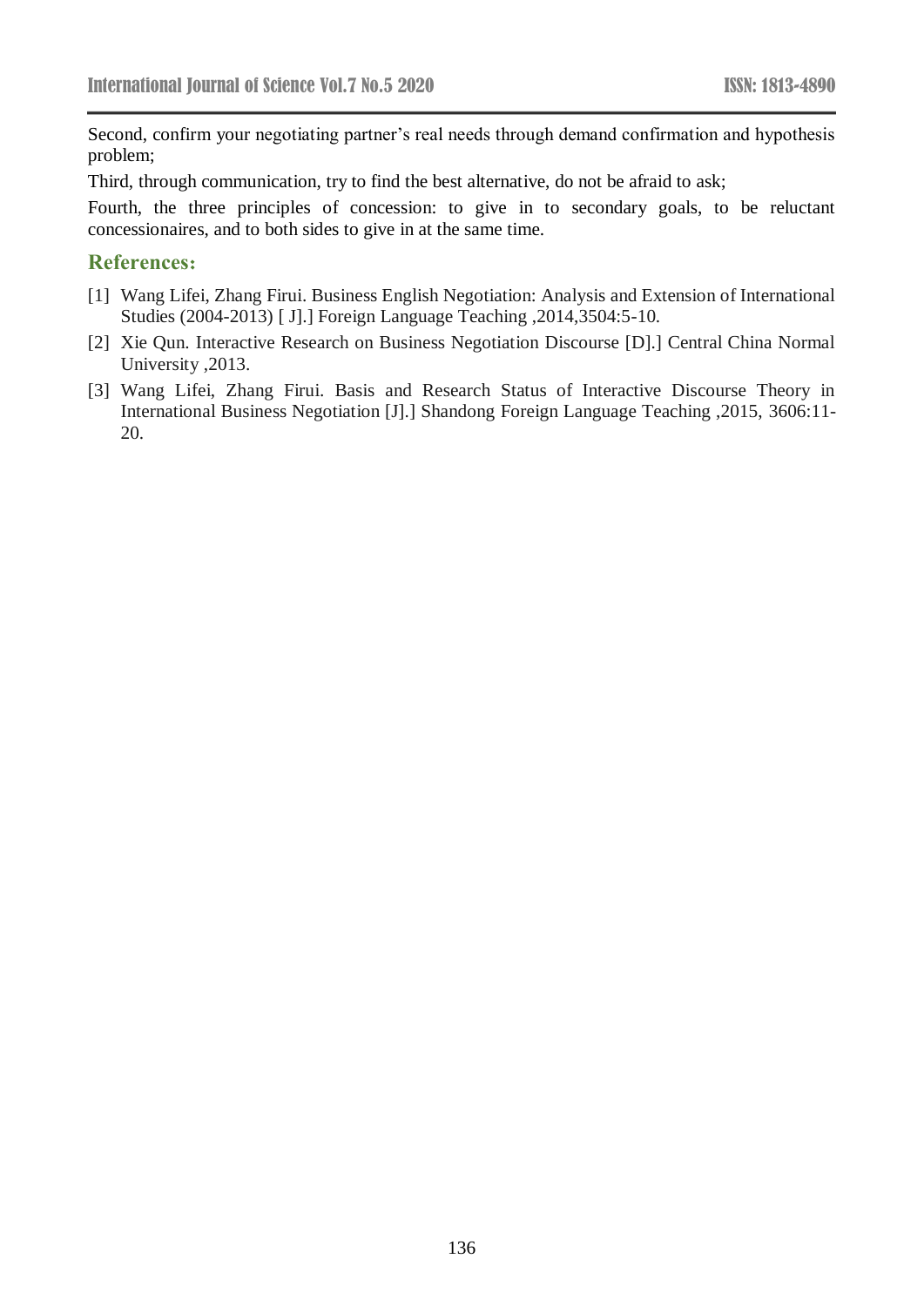Second, confirm your negotiating partner's real needs through demand confirmation and hypothesis problem;

Third, through communication, try to find the best alternative, do not be afraid to ask;

Fourth, the three principles of concession: to give in to secondary goals, to be reluctant concessionaires, and to both sides to give in at the same time.

## References:

[1] Wang Lifei, Zhang Firui. Business English Negotiation: Analysis and Extension of International Studies (2004-2013) [ J].] Foreign Language Teaching ,2014,3504:5-10.

[2] Xie Qun. Interactive Research on Business Negotiation Discourse [D].] Central China Normal University ,2013.

[3] Wang Lifei, Zhang Firui. Basis and Research Status of Interactive Discourse Theory in International Business Negotiation [J].] Shandong Foreign Language Teaching ,2015, 3606:11-20.